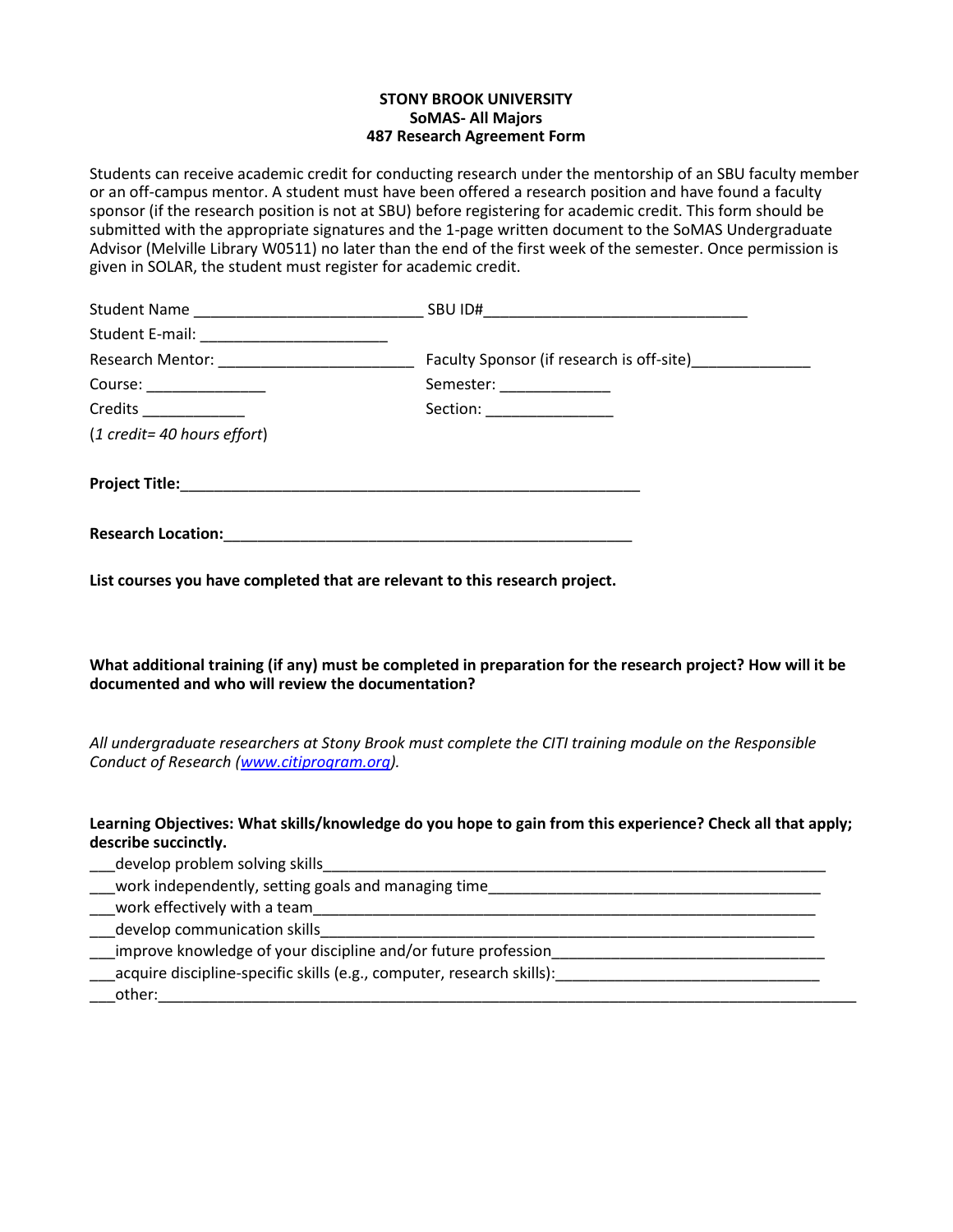**STONY BROOK UNIVERSITY**
**SoMAS- All Majors**
**487 Research Agreement Form**

Students can receive academic credit for conducting research under the mentorship of an SBU faculty member or an off-campus mentor. A student must have been offered a research position and have found a faculty sponsor (if the research position is not at SBU) before registering for academic credit. This form should be submitted with the appropriate signatures and the 1-page written document to the SoMAS Undergraduate Advisor (Melville Library W0511) no later than the end of the first week of the semester. Once permission is given in SOLAR, the student must register for academic credit.

Student Name ___________________________ SBU ID#_______________________________

Student E-mail: ______________________

Research Mentor: _______________________ Faculty Sponsor (if research is off-site)______________

Course: ______________ Semester: _____________

Credits ____________ Section: _______________

(*1 credit= 40 hours effort*)

**Project Title:**_______________________________________________________

**Research Location:**__________________________________________________

**List courses you have completed that are relevant to this research project.**

**What additional training (if any) must be completed in preparation for the research project? How will it be documented and who will review the documentation?**

*All undergraduate researchers at Stony Brook must complete the CITI training module on the Responsible Conduct of Research (www.citiprogram.org).*

**Learning Objectives: What skills/knowledge do you hope to gain from this experience? Check all that apply; describe succinctly.**

___develop problem solving skills_______________________________________________

___work independently, setting goals and managing time__________________________

___work effectively with a team_________________________________________________

___develop communication skills________________________________________________

___improve knowledge of your discipline and/or future profession___________________

___acquire discipline-specific skills (e.g., computer, research skills):_______________

___other:______________________________________________________________________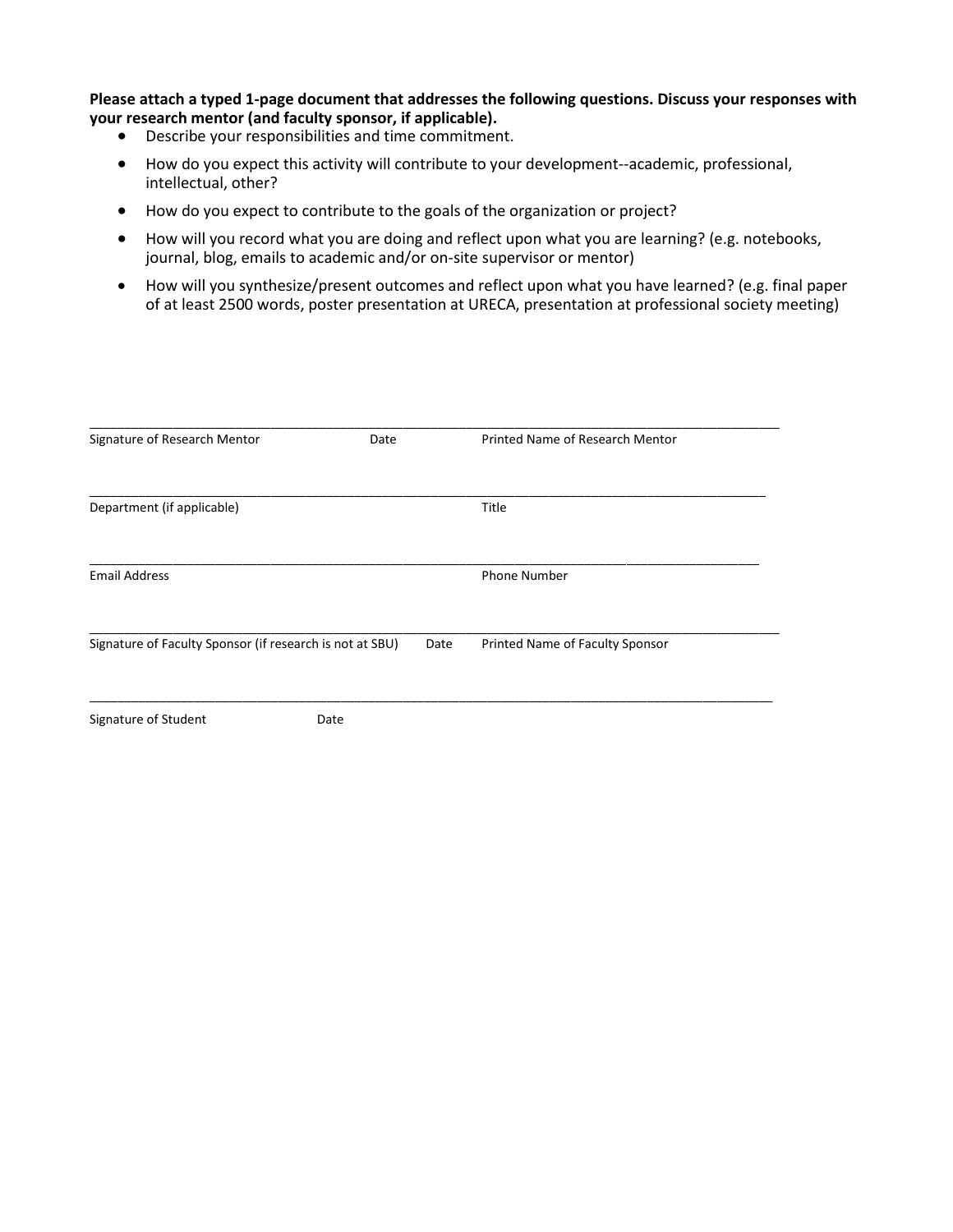**Please attach a typed 1-page document that addresses the following questions. Discuss your responses with your research mentor (and faculty sponsor, if applicable).**

- Describe your responsibilities and time commitment.
- How do you expect this activity will contribute to your development--academic, professional, intellectual, other?
- How do you expect to contribute to the goals of the organization or project?
- How will you record what you are doing and reflect upon what you are learning? (e.g. notebooks, journal, blog, emails to academic and/or on-site supervisor or mentor)
- How will you synthesize/present outcomes and reflect upon what you have learned? (e.g. final paper of at least 2500 words, poster presentation at URECA, presentation at professional society meeting)

\_\_\_\_\_\_\_\_\_\_\_\_\_\_\_\_\_\_\_\_\_\_\_\_\_\_\_\_\_\_\_\_\_\_\_\_\_\_\_\_\_\_\_\_\_\_\_\_\_\_\_\_\_\_\_\_\_\_\_\_\_\_\_\_\_\_\_\_\_\_\_\_\_\_\_\_

Signature of Research Mentor          Date          Printed Name of Research Mentor

\_\_\_\_\_\_\_\_\_\_\_\_\_\_\_\_\_\_\_\_\_\_\_\_\_\_\_\_\_\_\_\_\_\_\_\_\_\_\_\_\_\_\_\_\_\_\_\_\_\_\_\_\_\_\_\_\_\_\_\_\_\_\_\_\_\_\_\_\_\_\_\_\_\_\_\_

Department (if applicable)          Title

\_\_\_\_\_\_\_\_\_\_\_\_\_\_\_\_\_\_\_\_\_\_\_\_\_\_\_\_\_\_\_\_\_\_\_\_\_\_\_\_\_\_\_\_\_\_\_\_\_\_\_\_\_\_\_\_\_\_\_\_\_\_\_\_\_\_\_\_\_\_\_\_\_\_\_\_

Email Address          Phone Number

\_\_\_\_\_\_\_\_\_\_\_\_\_\_\_\_\_\_\_\_\_\_\_\_\_\_\_\_\_\_\_\_\_\_\_\_\_\_\_\_\_\_\_\_\_\_\_\_\_\_\_\_\_\_\_\_\_\_\_\_\_\_\_\_\_\_\_\_\_\_\_\_\_\_\_\_

Signature of Faculty Sponsor (if research is not at SBU)          Date          Printed Name of Faculty Sponsor

\_\_\_\_\_\_\_\_\_\_\_\_\_\_\_\_\_\_\_\_\_\_\_\_\_\_\_\_\_\_\_\_\_\_\_\_\_\_\_\_\_\_\_\_\_\_\_\_\_\_\_\_\_\_\_\_\_\_\_\_\_\_\_\_\_\_\_\_\_\_\_\_\_\_\_\_

Signature of Student          Date